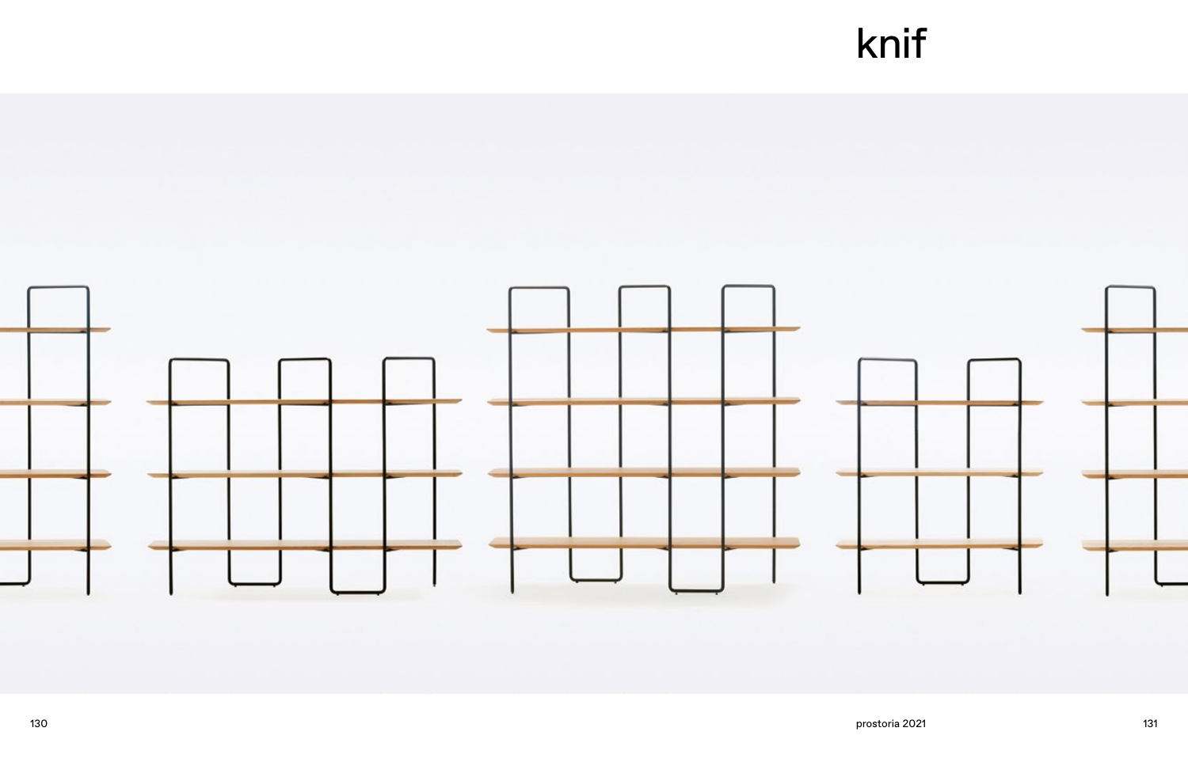# knif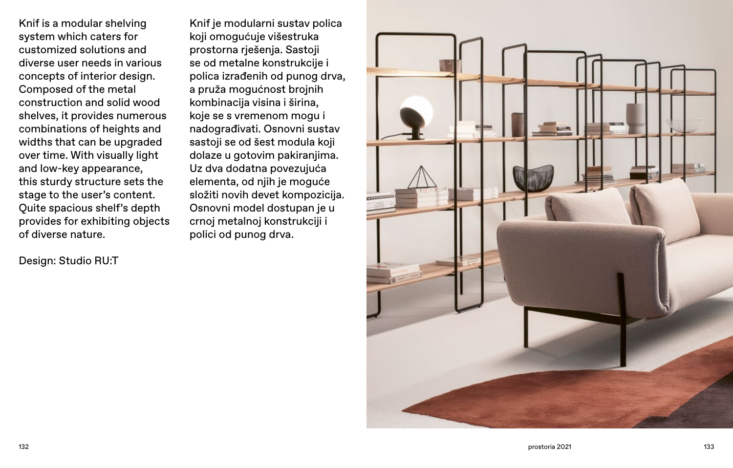Knif is a modular shelving system which caters for customized solutions and diverse user needs in various concepts of interior design. Composed of the metal construction and solid wood shelves, it provides numerous combinations of heights and widths that can be upgraded over time. With visually light and low-key appearance, this sturdy structure sets the stage to the user's content. Quite spacious shelf's depth provides for exhibiting objects of diverse nature.

Design: Studio RU:T

Knif je modularni sustav polica koji omogućuje višestruka prostorna rješenja. Sastoji se od metalne konstrukcije i polica izrađenih od punog drva, a pruža mogućnost brojnih kombinacija visina i širina, koje se s vremenom mogu i nadograđivati. Osnovni sustav sastoji se od šest modula koji dolaze u gotovim pakiranjima. Uz dva dodatna povezujuća elementa, od njih je moguće složiti novih devet kompozicija. Osnovni model dostupan je u crnoj metalnoj konstrukciji i polici od punog drva.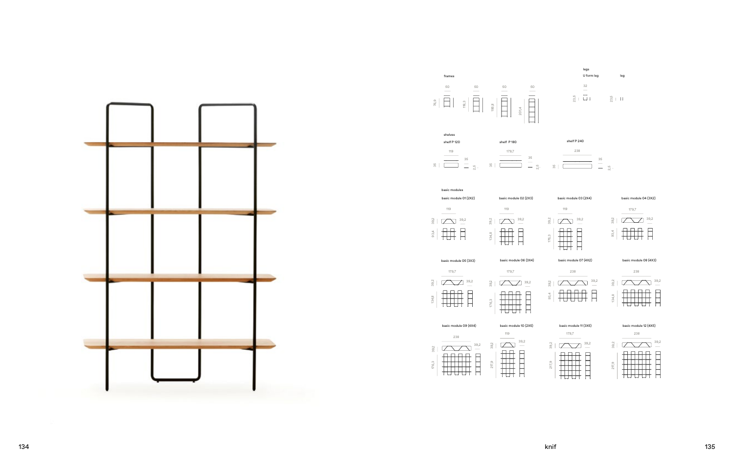frames

50 | 50 | 50 | 50

76,9 | 118,3 | 159,8 | 201,4

legs

U form leg | leg

32

23,5 | 23,5

shelves

shelf P 120 | shelf P 180 | shelf P 240

119 | 179,7 | 238

35 | 35 | 2,5

basic modules

basic module 01 (2X2)

119 | 39,2 | 39,2 | 93,4

basic module 02 (2X3)

119 | 39,2 | 39,2 | 134,8

basic module 03 (2X4)

119 | 39,2 | 39,2 | 176,3

basic module 04 (3X2)

179,7 | 39,2 | 39,2 | 93,4

basic module 05 (3X3)

179,7 | 39,2 | 39,2 | 134,8

basic module 06 (3X4)

179,7 | 39,2 | 39,2 | 176,3

basic module 07 (4X2)

238 | 39,2 | 39,2 | 93,4

basic module 08 (4X3)

238 | 39,2 | 39,2 | 134,8

basic module 09 (4X4)

238 | 39,2 | 39,2 | 176,3

basic module 10 (2X5)

119 | 39,2 | 39,2 | 217,9

basic module 11 (3X5)

179,7 | 39,2 | 39,2 | 217,9

basic module 12 (4X5)

238 | 39,2 | 39,2 | 217,9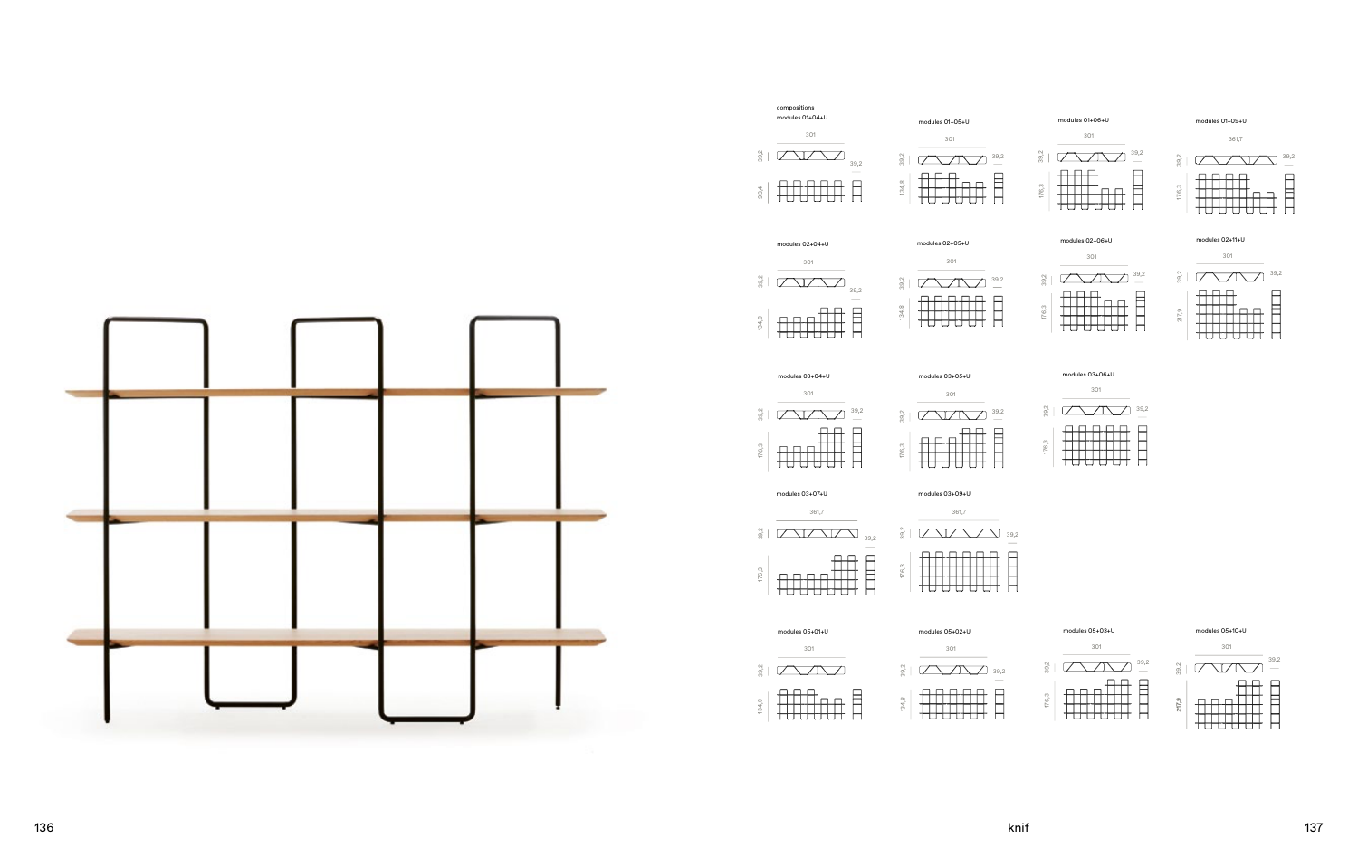compositions

modules 01+04+U

301

39,2

39,2

93,4

modules 01+05+U

301

39,2

39,2

134,8

modules 01+06+U

301

39,2

39,2

176,3

modules 01+09+U

361,7

39,2

39,2

176,3

modules 02+04+U

301

39,2

39,2

134,8

modules 02+05+U

301

39,2

39,2

134,8

modules 02+06+U

301

39,2

39,2

176,3

modules 02+11+U

301

39,2

39,2

217,9

modules 03+04+U

301

39,2

39,2

176,3

modules 03+05+U

301

39,2

39,2

176,3

modules 03+06+U

301

39,2

39,2

176,3

modules 03+07+U

361,7

39,2

39,2

176,3

modules 03+09+U

361,7

39,2

39,2

176,3

modules 05+01+U

301

39,2

134,8

modules 05+02+U

301

39,2

39,2

134,8

modules 05+03+U

301

39,2

39,2

176,3

modules 05+10+U

301

39,2

39,2

217,9

knif